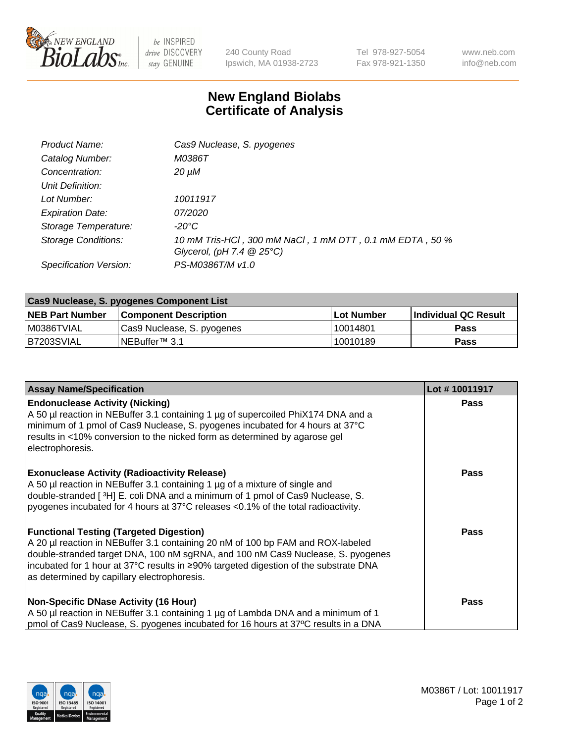# New England Biolabs
# Certificate of Analysis

| | |
|---|---|
| *Product Name:* | *Cas9 Nuclease, S. pyogenes* |
| *Catalog Number:* | *M0386T* |
| *Concentration:* | *20 µM* |
| *Unit Definition:* | |
| *Lot Number:* | *10011917* |
| *Expiration Date:* | *07/2020* |
| *Storage Temperature:* | *-20°C* |
| *Storage Conditions:* | *10 mM Tris-HCl , 300 mM NaCl , 1 mM DTT , 0.1 mM EDTA , 50 % Glycerol, (pH 7.4 @ 25°C)* |
| *Specification Version:* | *PS-M0386T/M v1.0* |

| Cas9 Nuclease, S. pyogenes Component List | | | |
|---|---|---|---|
| **NEB Part Number** | **Component Description** | **Lot Number** | **Individual QC Result** |
| M0386TVIAL | Cas9 Nuclease, S. pyogenes | 10014801 | **Pass** |
| B7203SVIAL | NEBuffer™ 3.1 | 10010189 | **Pass** |

| Assay Name/Specification | Lot # 10011917 |
|---|---|
| **Endonuclease Activity (Nicking)**<br>A 50 µl reaction in NEBuffer 3.1 containing 1 µg of supercoiled PhiX174 DNA and a minimum of 1 pmol of Cas9 Nuclease, S. pyogenes incubated for 4 hours at 37°C results in <10% conversion to the nicked form as determined by agarose gel electrophoresis. | **Pass** |
| **Exonuclease Activity (Radioactivity Release)**<br>A 50 µl reaction in NEBuffer 3.1 containing 1 µg of a mixture of single and double-stranded [ $^3$H] E. coli DNA and a minimum of 1 pmol of Cas9 Nuclease, S. pyogenes incubated for 4 hours at 37°C releases <0.1% of the total radioactivity. | **Pass** |
| **Functional Testing (Targeted Digestion)**<br>A 20 µl reaction in NEBuffer 3.1 containing 20 nM of 100 bp FAM and ROX-labeled double-stranded target DNA, 100 nM sgRNA, and 100 nM Cas9 Nuclease, S. pyogenes incubated for 1 hour at 37°C results in ≥90% targeted digestion of the substrate DNA as determined by capillary electrophoresis. | **Pass** |
| **Non-Specific DNase Activity (16 Hour)**<br>A 50 µl reaction in NEBuffer 3.1 containing 1 µg of Lambda DNA and a minimum of 1 pmol of Cas9 Nuclease, S. pyogenes incubated for 16 hours at 37ºC results in a DNA | **Pass** |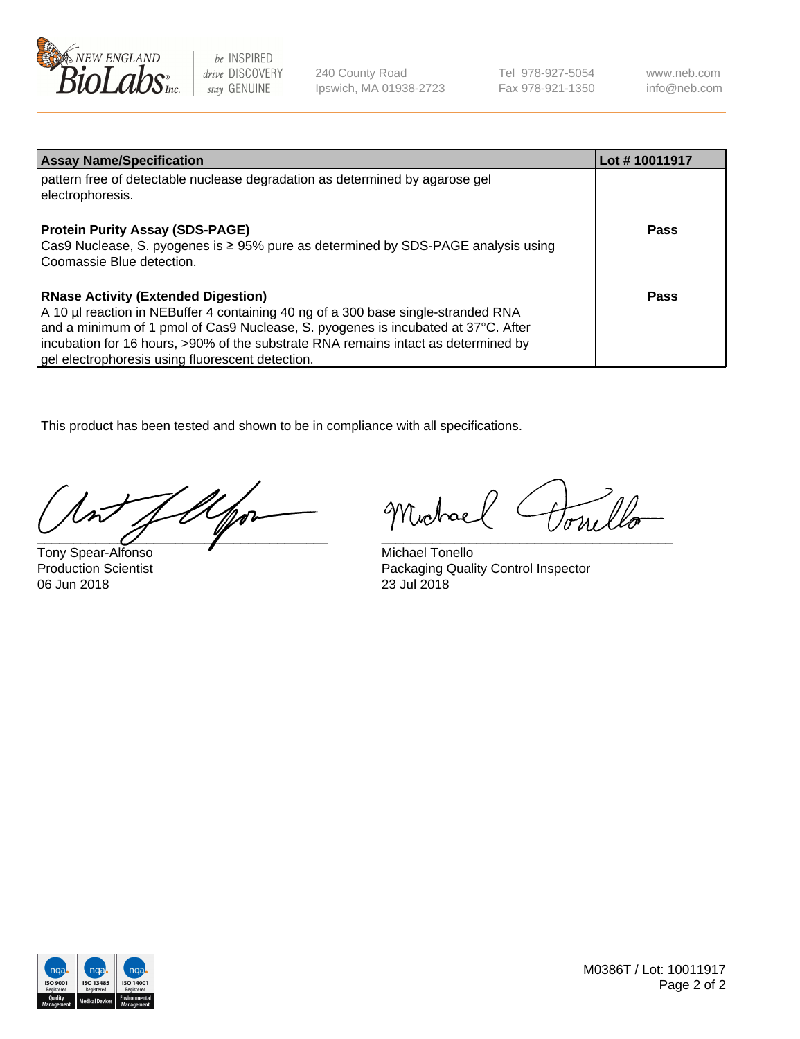| Assay Name/Specification | Lot # 10011917 |
|---|---|
| pattern free of detectable nuclease degradation as determined by agarose gel electrophoresis. | |
| **Protein Purity Assay (SDS-PAGE)**<br>Cas9 Nuclease, S. pyogenes is ≥ 95% pure as determined by SDS-PAGE analysis using Coomassie Blue detection. | **Pass** |
| **RNase Activity (Extended Digestion)**<br>A 10 µl reaction in NEBuffer 4 containing 40 ng of a 300 base single-stranded RNA and a minimum of 1 pmol of Cas9 Nuclease, S. pyogenes is incubated at 37°C. After incubation for 16 hours, >90% of the substrate RNA remains intact as determined by gel electrophoresis using fluorescent detection. | **Pass** |

This product has been tested and shown to be in compliance with all specifications.

Tony Spear-Alfonso
Production Scientist
06 Jun 2018

Michael Tonello
Packaging Quality Control Inspector
23 Jul 2018

M0386T / Lot: 10011917